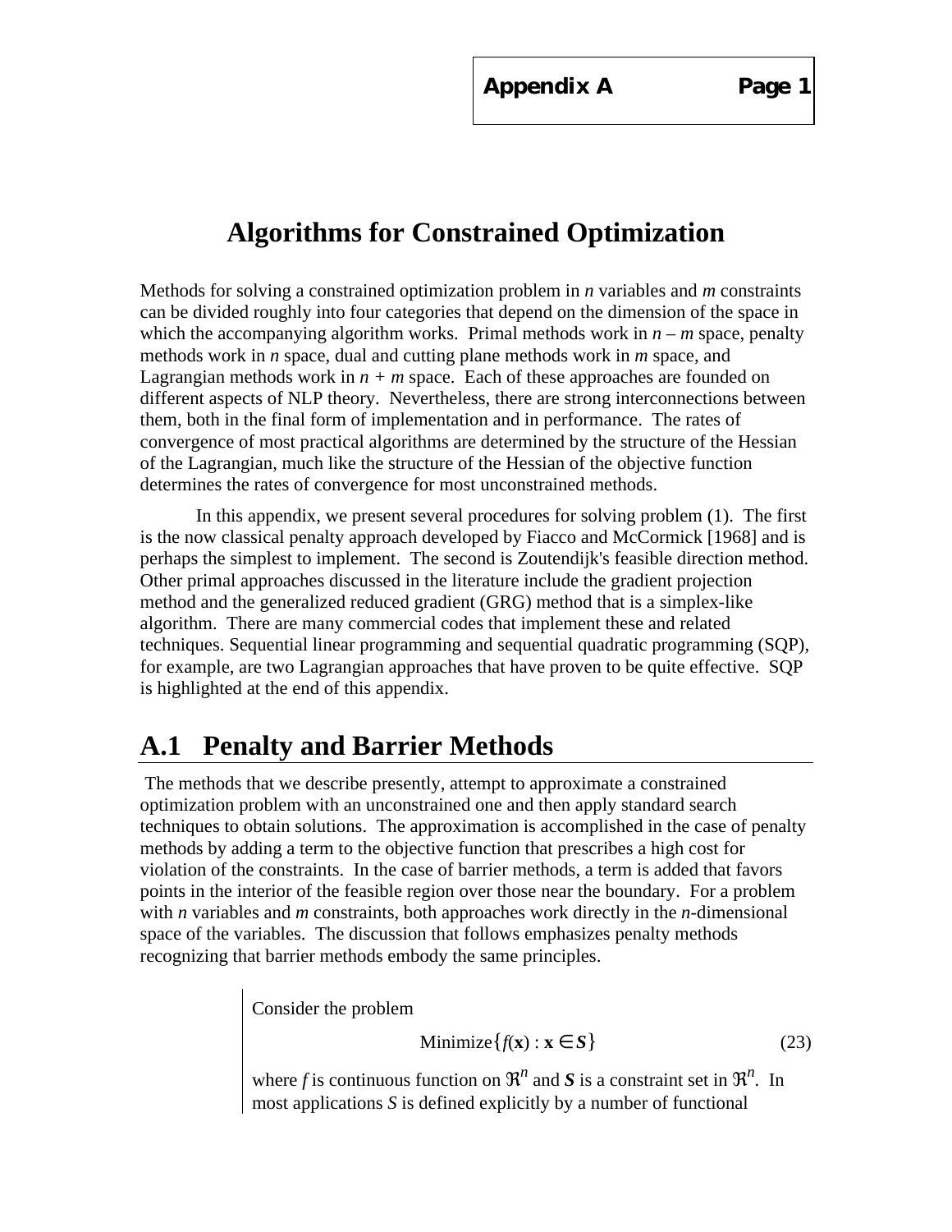# Algorithms for Constrained Optimization

Methods for solving a constrained optimization problem in *n* variables and *m* constraints can be divided roughly into four categories that depend on the dimension of the space in which the accompanying algorithm works. Primal methods work in $n - m$ space, penalty methods work in *n* space, dual and cutting plane methods work in *m* space, and Lagrangian methods work in $n + m$ space. Each of these approaches are founded on different aspects of NLP theory. Nevertheless, there are strong interconnections between them, both in the final form of implementation and in performance. The rates of convergence of most practical algorithms are determined by the structure of the Hessian of the Lagrangian, much like the structure of the Hessian of the objective function determines the rates of convergence for most unconstrained methods.

In this appendix, we present several procedures for solving problem (1). The first is the now classical penalty approach developed by Fiacco and McCormick [1968] and is perhaps the simplest to implement. The second is Zoutendijk's feasible direction method. Other primal approaches discussed in the literature include the gradient projection method and the generalized reduced gradient (GRG) method that is a simplex-like algorithm. There are many commercial codes that implement these and related techniques. Sequential linear programming and sequential quadratic programming (SQP), for example, are two Lagrangian approaches that have proven to be quite effective. SQP is highlighted at the end of this appendix.

## A.1 Penalty and Barrier Methods

The methods that we describe presently, attempt to approximate a constrained optimization problem with an unconstrained one and then apply standard search techniques to obtain solutions. The approximation is accomplished in the case of penalty methods by adding a term to the objective function that prescribes a high cost for violation of the constraints. In the case of barrier methods, a term is added that favors points in the interior of the feasible region over those near the boundary. For a problem with *n* variables and *m* constraints, both approaches work directly in the *n*-dimensional space of the variables. The discussion that follows emphasizes penalty methods recognizing that barrier methods embody the same principles.

Consider the problem

$$\text{Minimize}\{f(\mathbf{x}) : \mathbf{x} \in \boldsymbol{S}\} \tag{23}$$

where *f* is continuous function on $\Re^n$ and $\boldsymbol{S}$ is a constraint set in $\Re^n$. In most applications *S* is defined explicitly by a number of functional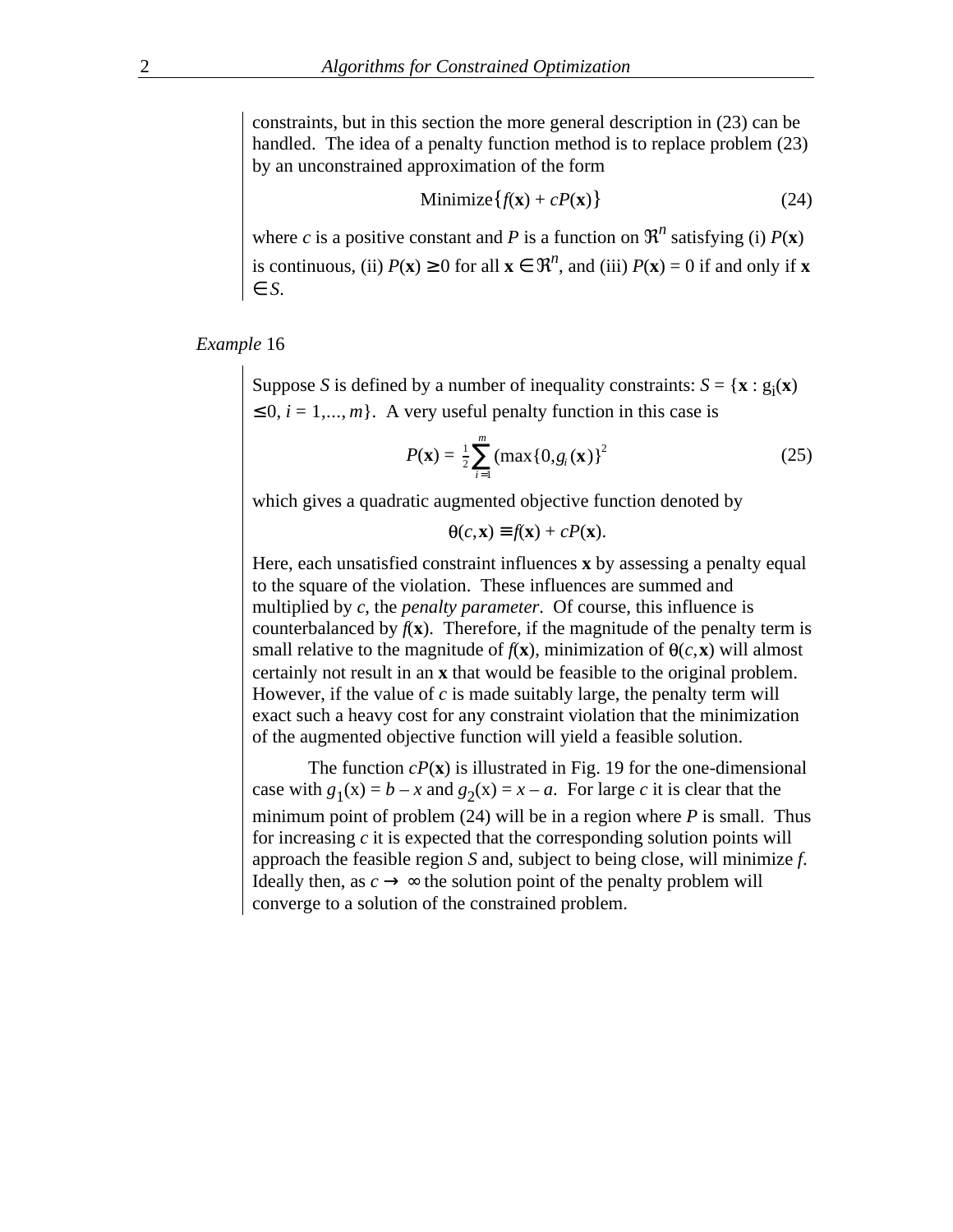constraints, but in this section the more general description in (23) can be handled. The idea of a penalty function method is to replace problem (23) by an unconstrained approximation of the form

$$\text{Minimize}\{f(\mathbf{x}) + cP(\mathbf{x})\} \tag{24}$$

where $c$ is a positive constant and $P$ is a function on $\Re^n$ satisfying (i) $P(\mathbf{x})$ is continuous, (ii) $P(\mathbf{x}) \geq 0$ for all $\mathbf{x} \in \Re^n$, and (iii) $P(\mathbf{x}) = 0$ if and only if $\mathbf{x} \in S$.

*Example* 16

Suppose $S$ is defined by a number of inequality constraints: $S = \{\mathbf{x} : g_i(\mathbf{x}) \leq 0,\ i = 1,\ldots, m\}$. A very useful penalty function in this case is

$$P(\mathbf{x}) = \tfrac{1}{2}\sum_{i=1}^{m}(\max\{0, g_i(\mathbf{x})\}^2 \tag{25}$$

which gives a quadratic augmented objective function denoted by

$$\theta(c,\mathbf{x}) \equiv f(\mathbf{x}) + cP(\mathbf{x}).$$

Here, each unsatisfied constraint influences $\mathbf{x}$ by assessing a penalty equal to the square of the violation. These influences are summed and multiplied by $c$, the *penalty parameter*. Of course, this influence is counterbalanced by $f(\mathbf{x})$. Therefore, if the magnitude of the penalty term is small relative to the magnitude of $f(\mathbf{x})$, minimization of $\theta(c,\mathbf{x})$ will almost certainly not result in an $\mathbf{x}$ that would be feasible to the original problem. However, if the value of $c$ is made suitably large, the penalty term will exact such a heavy cost for any constraint violation that the minimization of the augmented objective function will yield a feasible solution.

The function $cP(\mathbf{x})$ is illustrated in Fig. 19 for the one-dimensional case with $g_1(x) = b - x$ and $g_2(x) = x - a$. For large $c$ it is clear that the minimum point of problem (24) will be in a region where $P$ is small. Thus for increasing $c$ it is expected that the corresponding solution points will approach the feasible region $S$ and, subject to being close, will minimize $f$. Ideally then, as $c \to \infty$ the solution point of the penalty problem will converge to a solution of the constrained problem.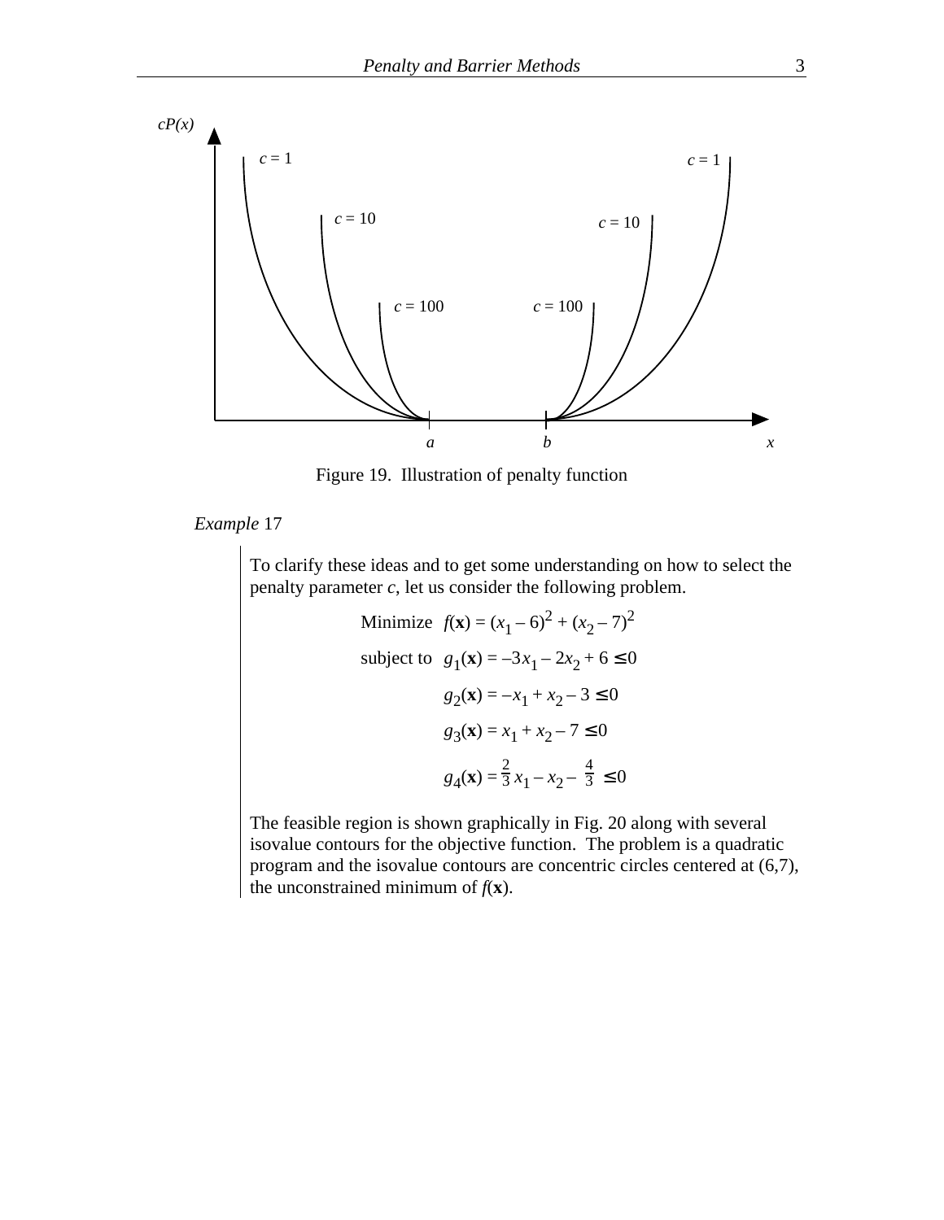Figure 19. Illustration of penalty function

*Example* 17

To clarify these ideas and to get some understanding on how to select the penalty parameter $c$, let us consider the following problem.

$$\text{Minimize} \quad f(\mathbf{x}) = (x_1 - 6)^2 + (x_2 - 7)^2$$

$$\text{subject to} \quad g_1(\mathbf{x}) = -3x_1 - 2x_2 + 6 \leq 0$$

$$g_2(\mathbf{x}) = -x_1 + x_2 - 3 \leq 0$$

$$g_3(\mathbf{x}) = x_1 + x_2 - 7 \leq 0$$

$$g_4(\mathbf{x}) = \frac{2}{3}x_1 - x_2 - \frac{4}{3} \leq 0$$

The feasible region is shown graphically in Fig. 20 along with several isovalue contours for the objective function. The problem is a quadratic program and the isovalue contours are concentric circles centered at (6,7), the unconstrained minimum of $f(\mathbf{x})$.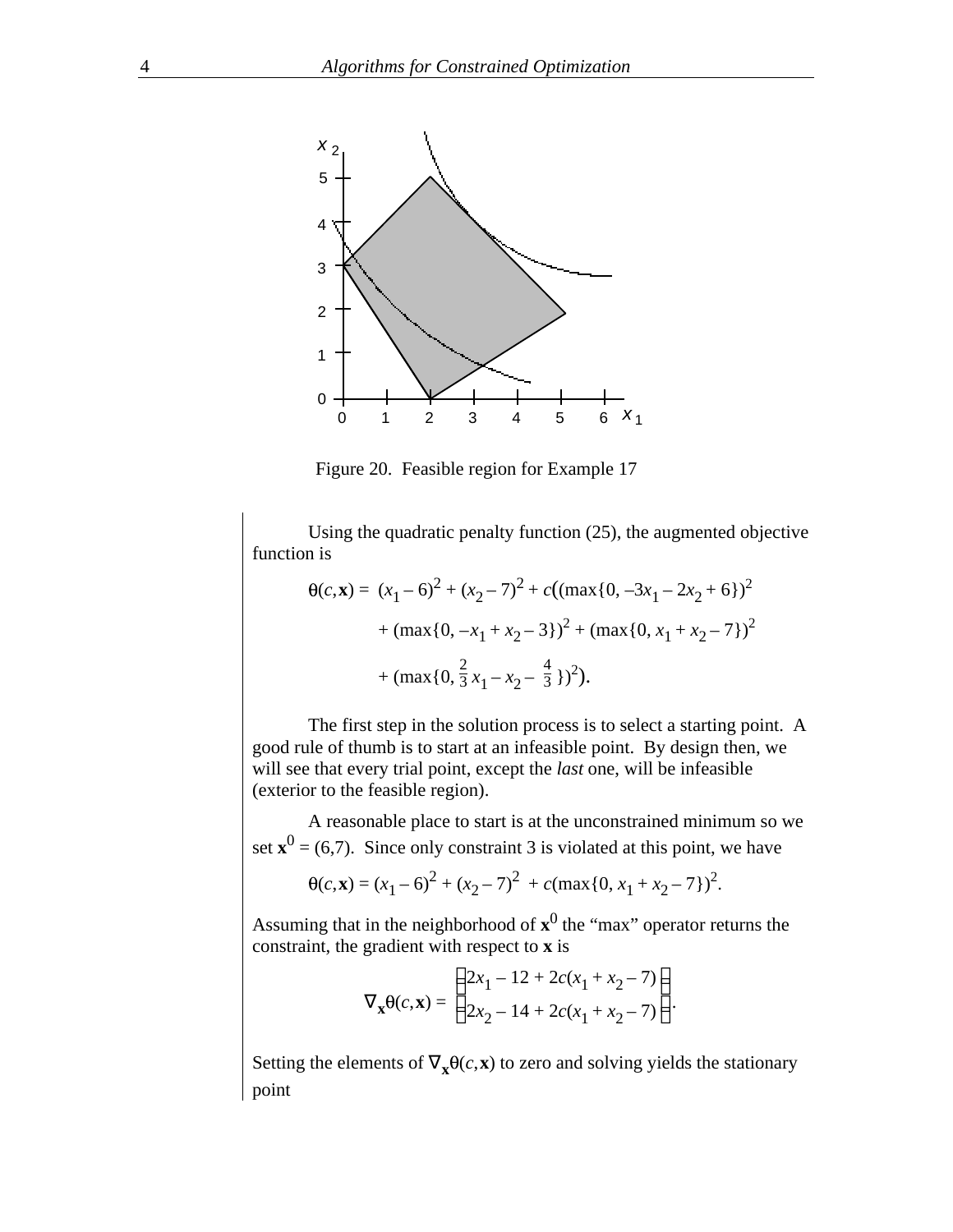Figure 20. Feasible region for Example 17

Using the quadratic penalty function (25), the augmented objective function is

$$\theta(c,\mathbf{x}) = (x_1 - 6)^2 + (x_2 - 7)^2 + c\big((\max\{0, -3x_1 - 2x_2 + 6\})^2$$

$$+ (\max\{0, -x_1 + x_2 - 3\})^2 + (\max\{0, x_1 + x_2 - 7\})^2$$

$$+ (\max\{0, \tfrac{2}{3}x_1 - x_2 - \tfrac{4}{3}\})^2\big).$$

The first step in the solution process is to select a starting point. A good rule of thumb is to start at an infeasible point. By design then, we will see that every trial point, except the *last* one, will be infeasible (exterior to the feasible region).

A reasonable place to start is at the unconstrained minimum so we set $\mathbf{x}^0 = (6,7)$. Since only constraint 3 is violated at this point, we have

$$\theta(c,\mathbf{x}) = (x_1 - 6)^2 + (x_2 - 7)^2 + c(\max\{0, x_1 + x_2 - 7\})^2.$$

Assuming that in the neighborhood of $\mathbf{x}^0$ the "max" operator returns the constraint, the gradient with respect to $\mathbf{x}$ is

$$\nabla_{\mathbf{x}}\theta(c,\mathbf{x}) = \begin{pmatrix} 2x_1 - 12 + 2c(x_1 + x_2 - 7) \\ 2x_2 - 14 + 2c(x_1 + x_2 - 7) \end{pmatrix}.$$

Setting the elements of $\nabla_{\mathbf{x}}\theta(c,\mathbf{x})$ to zero and solving yields the stationary point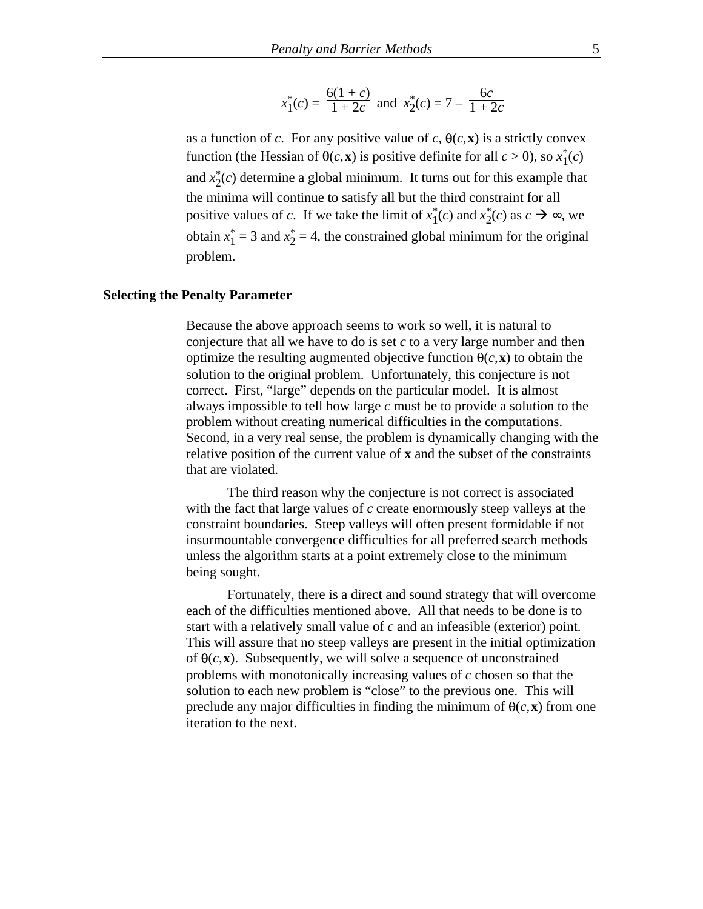$$x_1^*(c) = \frac{6(1+c)}{1+2c} \text{ and } x_2^*(c) = 7 - \frac{6c}{1+2c}$$

as a function of $c$. For any positive value of $c$, $\theta(c,\mathbf{x})$ is a strictly convex function (the Hessian of $\theta(c,\mathbf{x})$ is positive definite for all $c > 0$), so $x_1^*(c)$ and $x_2^*(c)$ determine a global minimum. It turns out for this example that the minima will continue to satisfy all but the third constraint for all positive values of $c$. If we take the limit of $x_1^*(c)$ and $x_2^*(c)$ as $c \rightarrow \infty$, we obtain $x_1^* = 3$ and $x_2^* = 4$, the constrained global minimum for the original problem.

### Selecting the Penalty Parameter

Because the above approach seems to work so well, it is natural to conjecture that all we have to do is set $c$ to a very large number and then optimize the resulting augmented objective function $\theta(c,\mathbf{x})$ to obtain the solution to the original problem. Unfortunately, this conjecture is not correct. First, "large" depends on the particular model. It is almost always impossible to tell how large $c$ must be to provide a solution to the problem without creating numerical difficulties in the computations. Second, in a very real sense, the problem is dynamically changing with the relative position of the current value of **x** and the subset of the constraints that are violated.

The third reason why the conjecture is not correct is associated with the fact that large values of $c$ create enormously steep valleys at the constraint boundaries. Steep valleys will often present formidable if not insurmountable convergence difficulties for all preferred search methods unless the algorithm starts at a point extremely close to the minimum being sought.

Fortunately, there is a direct and sound strategy that will overcome each of the difficulties mentioned above. All that needs to be done is to start with a relatively small value of $c$ and an infeasible (exterior) point. This will assure that no steep valleys are present in the initial optimization of $\theta(c,\mathbf{x})$. Subsequently, we will solve a sequence of unconstrained problems with monotonically increasing values of $c$ chosen so that the solution to each new problem is "close" to the previous one. This will preclude any major difficulties in finding the minimum of $\theta(c,\mathbf{x})$ from one iteration to the next.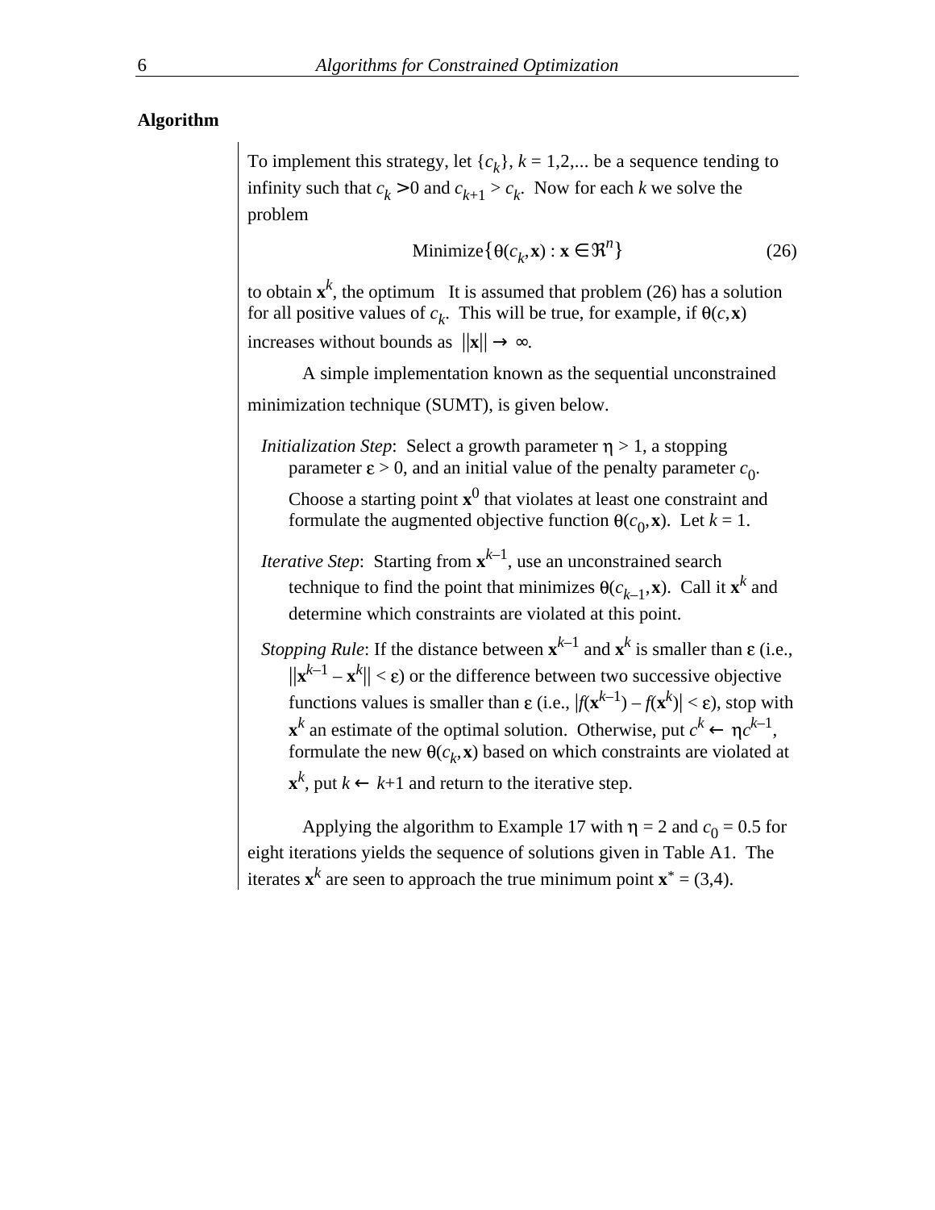**Algorithm**

To implement this strategy, let $\{c_k\}$, $k = 1,2,...$ be a sequence tending to infinity such that $c_k > 0$ and $c_{k+1} > c_k$. Now for each $k$ we solve the problem

$$\text{Minimize}\{\theta(c_k,\mathbf{x}) : \mathbf{x} \in \Re^n\} \tag{26}$$

to obtain $\mathbf{x}^k$, the optimum   It is assumed that problem (26) has a solution for all positive values of $c_k$. This will be true, for example, if $\theta(c,\mathbf{x})$ increases without bounds as $\|\mathbf{x}\| \to \infty$.

A simple implementation known as the sequential unconstrained minimization technique (SUMT), is given below.

*Initialization Step*: Select a growth parameter $\eta > 1$, a stopping parameter $\varepsilon > 0$, and an initial value of the penalty parameter $c_0$. Choose a starting point $\mathbf{x}^0$ that violates at least one constraint and formulate the augmented objective function $\theta(c_0,\mathbf{x})$. Let $k = 1$.

*Iterative Step*: Starting from $\mathbf{x}^{k-1}$, use an unconstrained search technique to find the point that minimizes $\theta(c_{k-1},\mathbf{x})$. Call it $\mathbf{x}^k$ and determine which constraints are violated at this point.

*Stopping Rule*: If the distance between $\mathbf{x}^{k-1}$ and $\mathbf{x}^k$ is smaller than $\varepsilon$ (i.e., $\|\mathbf{x}^{k-1} - \mathbf{x}^k\| < \varepsilon$) or the difference between two successive objective functions values is smaller than $\varepsilon$ (i.e., $|f(\mathbf{x}^{k-1}) - f(\mathbf{x}^k)| < \varepsilon$), stop with $\mathbf{x}^k$ an estimate of the optimal solution. Otherwise, put $c^k \leftarrow \eta c^{k-1}$, formulate the new $\theta(c_k,\mathbf{x})$ based on which constraints are violated at $\mathbf{x}^k$, put $k \leftarrow k+1$ and return to the iterative step.

Applying the algorithm to Example 17 with $\eta = 2$ and $c_0 = 0.5$ for eight iterations yields the sequence of solutions given in Table A1. The iterates $\mathbf{x}^k$ are seen to approach the true minimum point $\mathbf{x}^* = (3,4)$.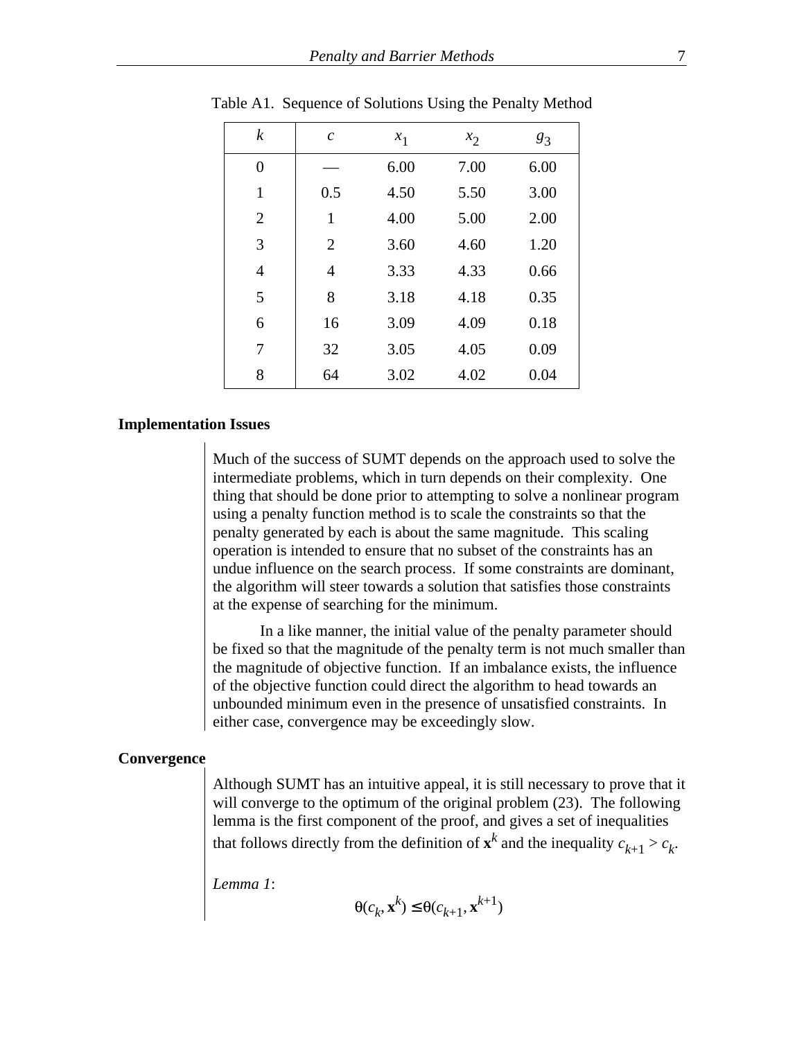Table A1. Sequence of Solutions Using the Penalty Method

| $k$ | $c$ | $x_1$ | $x_2$ | $g_3$ |
|---|---|---|---|---|
| 0 | — | 6.00 | 7.00 | 6.00 |
| 1 | 0.5 | 4.50 | 5.50 | 3.00 |
| 2 | 1 | 4.00 | 5.00 | 2.00 |
| 3 | 2 | 3.60 | 4.60 | 1.20 |
| 4 | 4 | 3.33 | 4.33 | 0.66 |
| 5 | 8 | 3.18 | 4.18 | 0.35 |
| 6 | 16 | 3.09 | 4.09 | 0.18 |
| 7 | 32 | 3.05 | 4.05 | 0.09 |
| 8 | 64 | 3.02 | 4.02 | 0.04 |

### Implementation Issues

Much of the success of SUMT depends on the approach used to solve the intermediate problems, which in turn depends on their complexity. One thing that should be done prior to attempting to solve a nonlinear program using a penalty function method is to scale the constraints so that the penalty generated by each is about the same magnitude. This scaling operation is intended to ensure that no subset of the constraints has an undue influence on the search process. If some constraints are dominant, the algorithm will steer towards a solution that satisfies those constraints at the expense of searching for the minimum.

In a like manner, the initial value of the penalty parameter should be fixed so that the magnitude of the penalty term is not much smaller than the magnitude of objective function. If an imbalance exists, the influence of the objective function could direct the algorithm to head towards an unbounded minimum even in the presence of unsatisfied constraints. In either case, convergence may be exceedingly slow.

### Convergence

Although SUMT has an intuitive appeal, it is still necessary to prove that it will converge to the optimum of the original problem (23). The following lemma is the first component of the proof, and gives a set of inequalities that follows directly from the definition of $\mathbf{x}^k$ and the inequality $c_{k+1} > c_k$.

*Lemma 1*:

$$\theta(c_k, \mathbf{x}^k) \le \theta(c_{k+1}, \mathbf{x}^{k+1})$$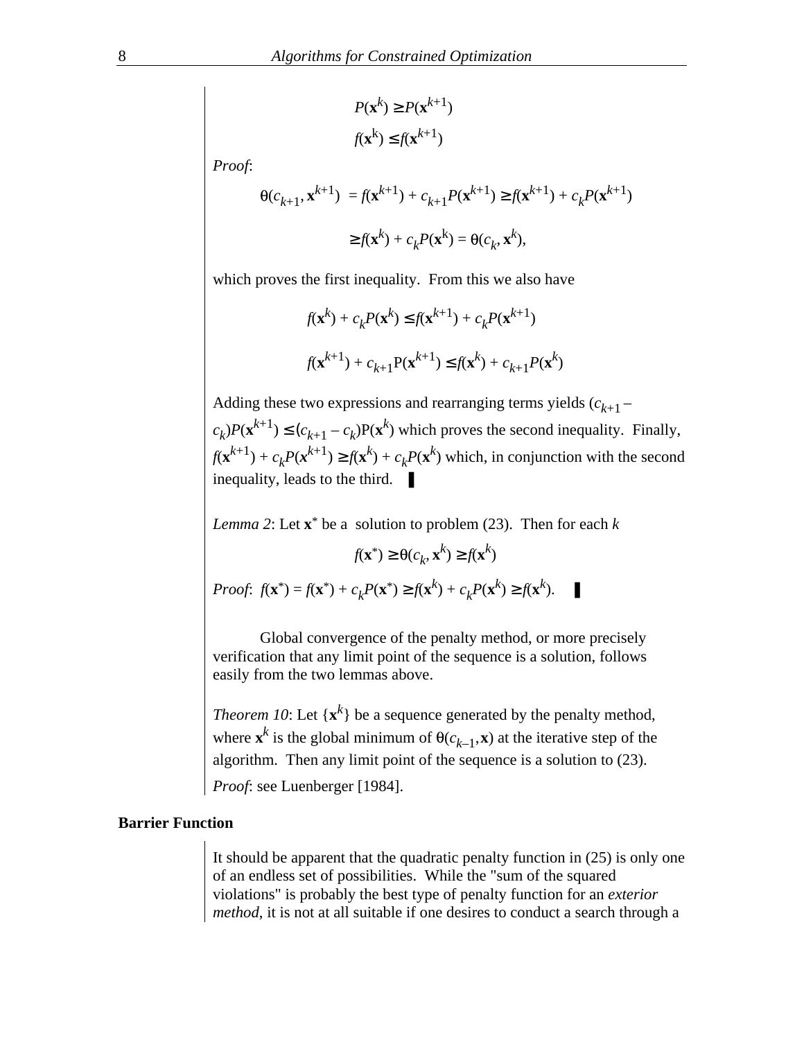$$P(\mathbf{x}^k) \geq P(\mathbf{x}^{k+1})$$

$$f(\mathbf{x}^k) \leq f(\mathbf{x}^{k+1})$$

*Proof*:

$$\theta(c_{k+1}, \mathbf{x}^{k+1}) = f(\mathbf{x}^{k+1}) + c_{k+1}P(\mathbf{x}^{k+1}) \geq f(\mathbf{x}^{k+1}) + c_k P(\mathbf{x}^{k+1})$$

$$\geq f(\mathbf{x}^k) + c_k P(\mathbf{x}^k) = \theta(c_k, \mathbf{x}^k),$$

which proves the first inequality. From this we also have

$$f(\mathbf{x}^k) + c_k P(\mathbf{x}^k) \leq f(\mathbf{x}^{k+1}) + c_k P(\mathbf{x}^{k+1})$$

$$f(\mathbf{x}^{k+1}) + c_{k+1} \mathrm{P}(\mathbf{x}^{k+1}) \leq f(\mathbf{x}^k) + c_{k+1} P(\mathbf{x}^k)$$

Adding these two expressions and rearranging terms yields $(c_{k+1} - c_k)P(\mathbf{x}^{k+1}) \leq (c_{k+1} - c_k)\mathrm{P}(\mathbf{x}^k)$ which proves the second inequality. Finally, $f(\mathbf{x}^{k+1}) + c_k P(\mathbf{x}^{k+1}) \geq f(\mathbf{x}^k) + c_k P(\mathbf{x}^k)$ which, in conjunction with the second inequality, leads to the third. ▌

*Lemma 2*: Let $\mathbf{x}^*$ be a solution to problem (23). Then for each $k$

$$f(\mathbf{x}^*) \geq \theta(c_k, \mathbf{x}^k) \geq f(\mathbf{x}^k)$$

*Proof*: $f(\mathbf{x}^*) = f(\mathbf{x}^*) + c_k P(\mathbf{x}^*) \geq f(\mathbf{x}^k) + c_k P(\mathbf{x}^k) \geq f(\mathbf{x}^k)$. ▌

Global convergence of the penalty method, or more precisely verification that any limit point of the sequence is a solution, follows easily from the two lemmas above.

*Theorem 10*: Let $\{\mathbf{x}^k\}$ be a sequence generated by the penalty method, where $\mathbf{x}^k$ is the global minimum of $\theta(c_{k-1}, \mathbf{x})$ at the iterative step of the algorithm. Then any limit point of the sequence is a solution to (23).

*Proof*: see Luenberger [1984].

**Barrier Function**

It should be apparent that the quadratic penalty function in (25) is only one of an endless set of possibilities. While the "sum of the squared violations" is probably the best type of penalty function for an *exterior method*, it is not at all suitable if one desires to conduct a search through a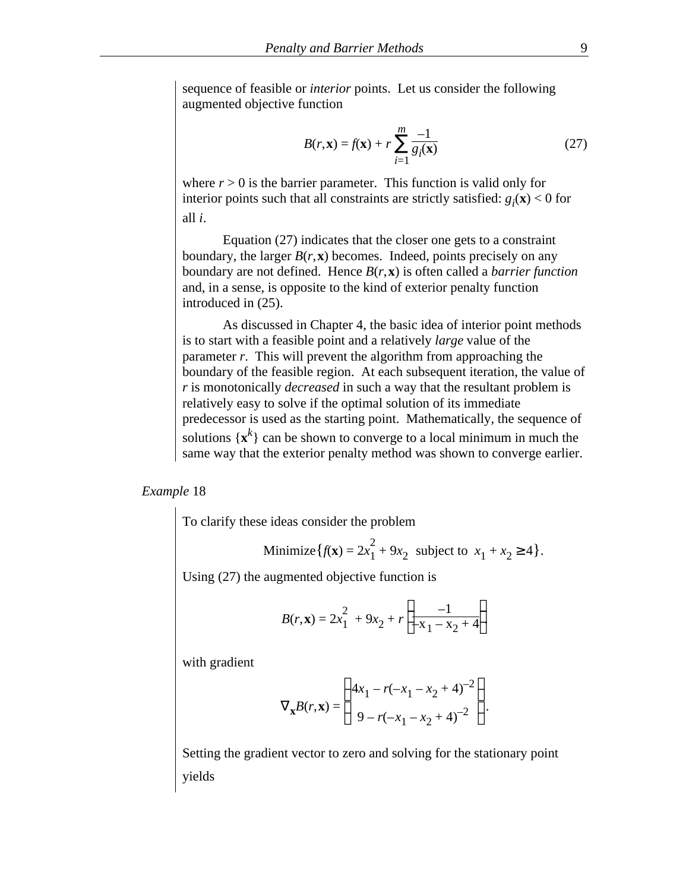sequence of feasible or *interior* points. Let us consider the following augmented objective function

$$B(r,\mathbf{x}) = f(\mathbf{x}) + r\sum_{i=1}^{m}\frac{-1}{g_i(\mathbf{x})} \tag{27}$$

where $r > 0$ is the barrier parameter. This function is valid only for interior points such that all constraints are strictly satisfied: $g_i(\mathbf{x}) < 0$ for all $i$.

Equation (27) indicates that the closer one gets to a constraint boundary, the larger $B(r,\mathbf{x})$ becomes. Indeed, points precisely on any boundary are not defined. Hence $B(r,\mathbf{x})$ is often called a *barrier function* and, in a sense, is opposite to the kind of exterior penalty function introduced in (25).

As discussed in Chapter 4, the basic idea of interior point methods is to start with a feasible point and a relatively *large* value of the parameter $r$. This will prevent the algorithm from approaching the boundary of the feasible region. At each subsequent iteration, the value of $r$ is monotonically *decreased* in such a way that the resultant problem is relatively easy to solve if the optimal solution of its immediate predecessor is used as the starting point. Mathematically, the sequence of solutions $\{\mathbf{x}^k\}$ can be shown to converge to a local minimum in much the same way that the exterior penalty method was shown to converge earlier.

*Example* 18

To clarify these ideas consider the problem

$$\text{Minimize}\left\{f(\mathbf{x}) = 2x_1^2 + 9x_2 \;\text{ subject to }\; x_1 + x_2 \geq 4\right\}.$$

Using (27) the augmented objective function is

$$B(r,\mathbf{x}) = 2x_1^2 + 9x_2 + r\left(\frac{-1}{-x_1 - x_2 + 4}\right)$$

with gradient

$$\nabla_{\mathbf{x}}B(r,\mathbf{x}) = \begin{pmatrix} 4x_1 - r(-x_1 - x_2 + 4)^{-2} \\ 9 - r(-x_1 - x_2 + 4)^{-2} \end{pmatrix}.$$

Setting the gradient vector to zero and solving for the stationary point yields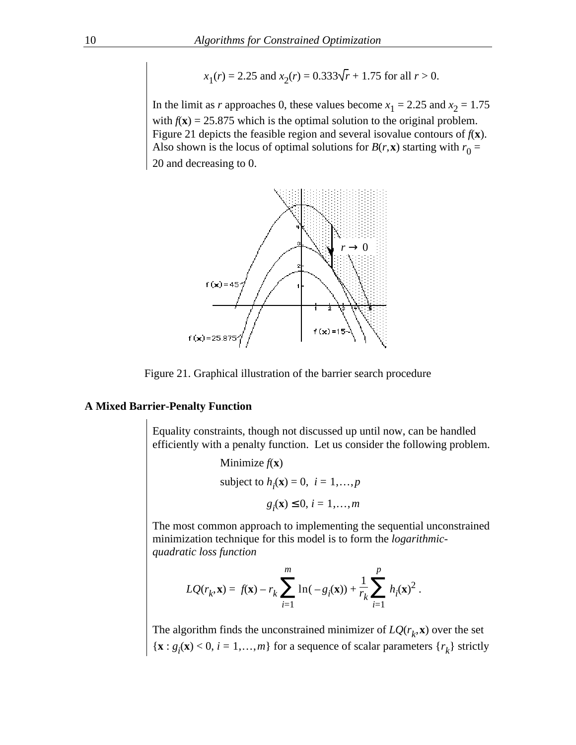$$x_1(r) = 2.25 \text{ and } x_2(r) = 0.333\sqrt{r} + 1.75 \text{ for all } r > 0.$$

In the limit as $r$ approaches 0, these values become $x_1 = 2.25$ and $x_2 = 1.75$ with $f(\mathbf{x}) = 25.875$ which is the optimal solution to the original problem. Figure 21 depicts the feasible region and several isovalue contours of $f(\mathbf{x})$. Also shown is the locus of optimal solutions for $B(r,\mathbf{x})$ starting with $r_0 = 20$ and decreasing to 0.

Figure 21. Graphical illustration of the barrier search procedure

### A Mixed Barrier-Penalty Function

Equality constraints, though not discussed up until now, can be handled efficiently with a penalty function. Let us consider the following problem.

Minimize $f(\mathbf{x})$

subject to $h_i(\mathbf{x}) = 0, \; i = 1,\ldots,p$

$g_i(\mathbf{x}) \leq 0, \; i = 1,\ldots,m$

The most common approach to implementing the sequential unconstrained minimization technique for this model is to form the *logarithmic-quadratic loss function*

$$LQ(r_k,\mathbf{x}) = f(\mathbf{x}) - r_k \sum_{i=1}^{m} \ln(-g_i(\mathbf{x})) + \frac{1}{r_k} \sum_{i=1}^{p} h_i(\mathbf{x})^2 .$$

The algorithm finds the unconstrained minimizer of $LQ(r_k,\mathbf{x})$ over the set $\{\mathbf{x} : g_i(\mathbf{x}) < 0, i = 1,\ldots,m\}$ for a sequence of scalar parameters $\{r_k\}$ strictly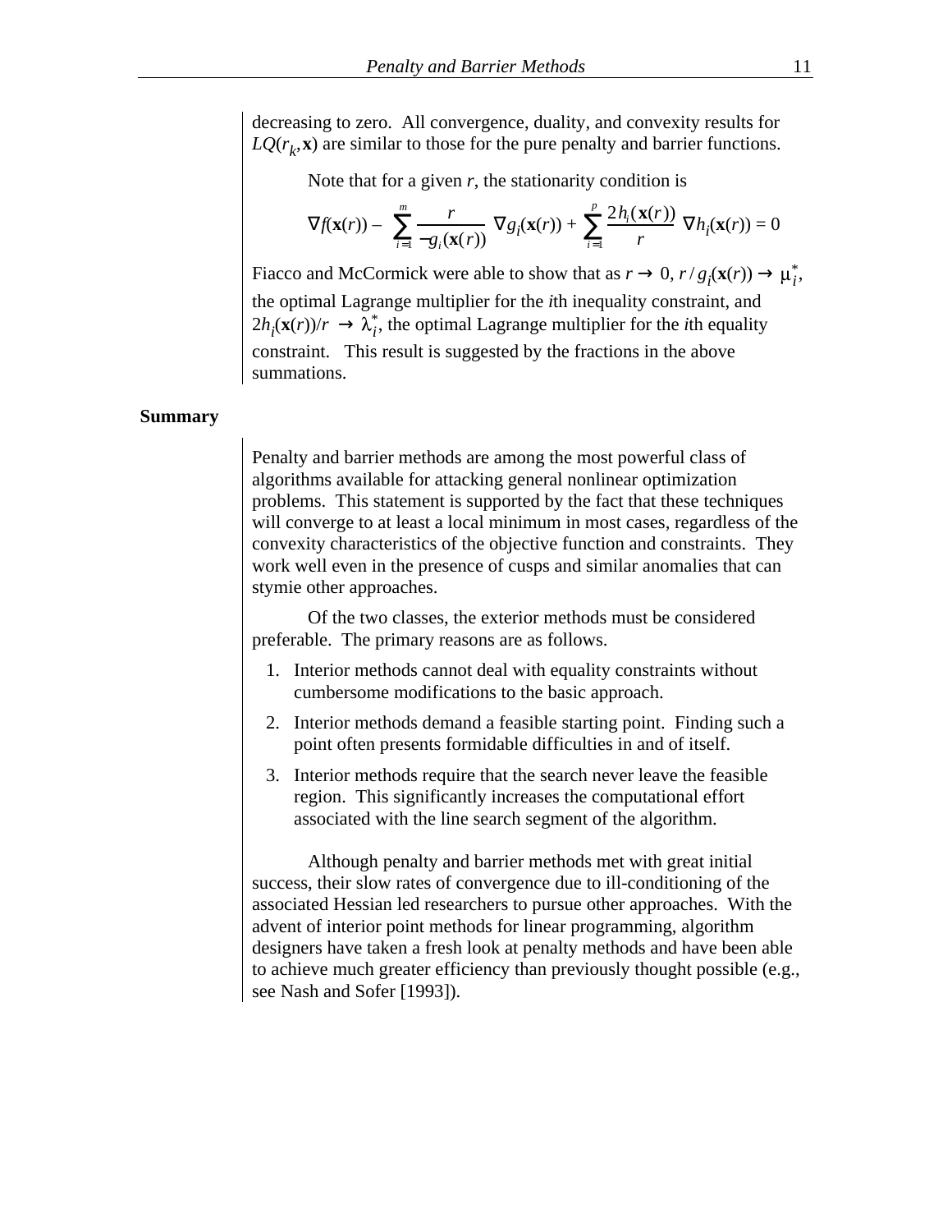decreasing to zero. All convergence, duality, and convexity results for $LQ(r_k, \mathbf{x})$ are similar to those for the pure penalty and barrier functions.

Note that for a given $r$, the stationarity condition is

$$\nabla f(\mathbf{x}(r)) - \sum_{i=1}^{m} \frac{r}{-g_i(\mathbf{x}(r))} \nabla g_i(\mathbf{x}(r)) + \sum_{i=1}^{p} \frac{2h_i(\mathbf{x}(r))}{r} \nabla h_i(\mathbf{x}(r)) = 0$$

Fiacco and McCormick were able to show that as $r \to 0$, $r / g_i(\mathbf{x}(r)) \to \mu_i^*$, the optimal Lagrange multiplier for the $i$th inequality constraint, and $2h_i(\mathbf{x}(r))/r \to \lambda_i^*$, the optimal Lagrange multiplier for the $i$th equality constraint. This result is suggested by the fractions in the above summations.

## Summary

Penalty and barrier methods are among the most powerful class of algorithms available for attacking general nonlinear optimization problems. This statement is supported by the fact that these techniques will converge to at least a local minimum in most cases, regardless of the convexity characteristics of the objective function and constraints. They work well even in the presence of cusps and similar anomalies that can stymie other approaches.

Of the two classes, the exterior methods must be considered preferable. The primary reasons are as follows.

1. Interior methods cannot deal with equality constraints without cumbersome modifications to the basic approach.
2. Interior methods demand a feasible starting point. Finding such a point often presents formidable difficulties in and of itself.
3. Interior methods require that the search never leave the feasible region. This significantly increases the computational effort associated with the line search segment of the algorithm.

Although penalty and barrier methods met with great initial success, their slow rates of convergence due to ill-conditioning of the associated Hessian led researchers to pursue other approaches. With the advent of interior point methods for linear programming, algorithm designers have taken a fresh look at penalty methods and have been able to achieve much greater efficiency than previously thought possible (e.g., see Nash and Sofer [1993]).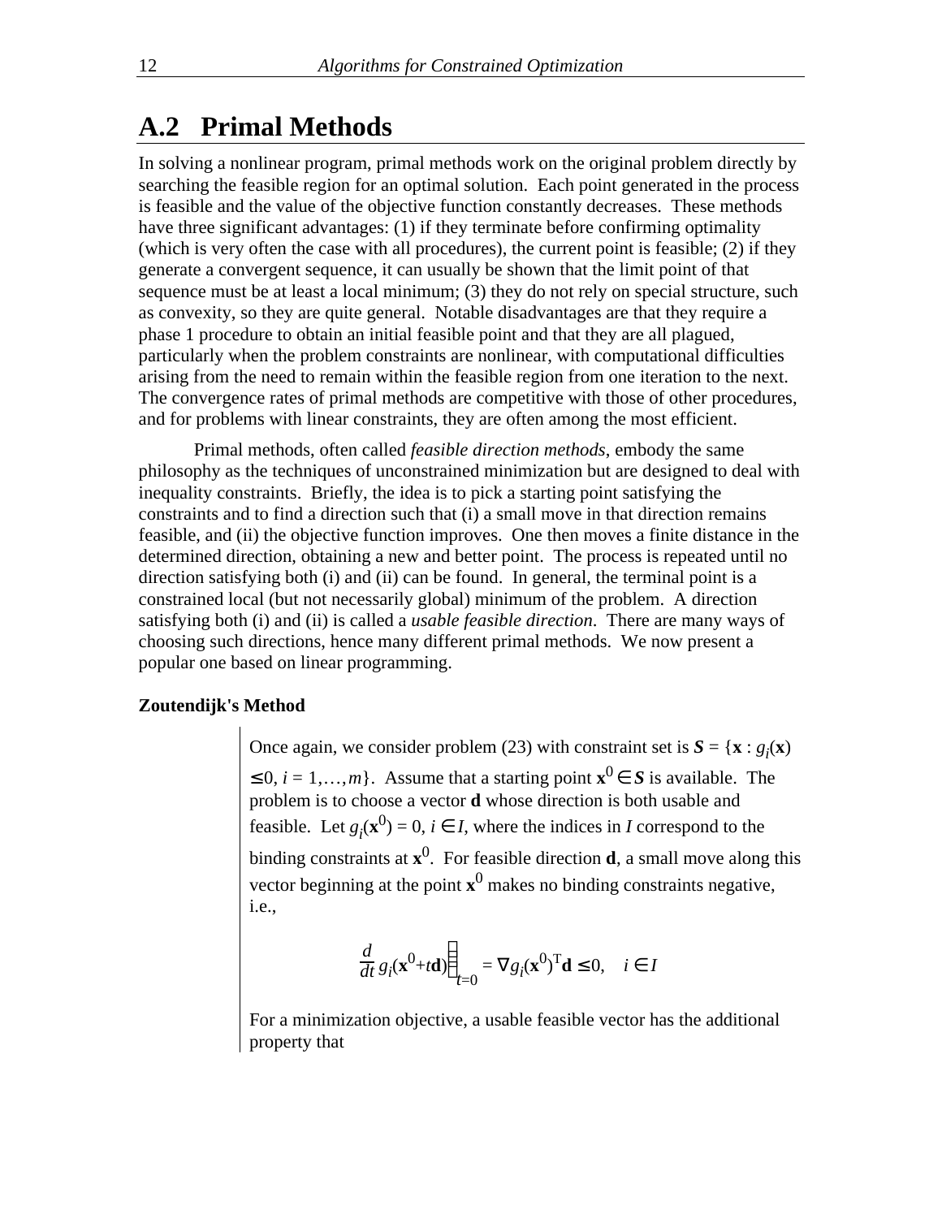## A.2 Primal Methods

In solving a nonlinear program, primal methods work on the original problem directly by searching the feasible region for an optimal solution. Each point generated in the process is feasible and the value of the objective function constantly decreases. These methods have three significant advantages: (1) if they terminate before confirming optimality (which is very often the case with all procedures), the current point is feasible; (2) if they generate a convergent sequence, it can usually be shown that the limit point of that sequence must be at least a local minimum; (3) they do not rely on special structure, such as convexity, so they are quite general. Notable disadvantages are that they require a phase 1 procedure to obtain an initial feasible point and that they are all plagued, particularly when the problem constraints are nonlinear, with computational difficulties arising from the need to remain within the feasible region from one iteration to the next. The convergence rates of primal methods are competitive with those of other procedures, and for problems with linear constraints, they are often among the most efficient.

Primal methods, often called *feasible direction methods*, embody the same philosophy as the techniques of unconstrained minimization but are designed to deal with inequality constraints. Briefly, the idea is to pick a starting point satisfying the constraints and to find a direction such that (i) a small move in that direction remains feasible, and (ii) the objective function improves. One then moves a finite distance in the determined direction, obtaining a new and better point. The process is repeated until no direction satisfying both (i) and (ii) can be found. In general, the terminal point is a constrained local (but not necessarily global) minimum of the problem. A direction satisfying both (i) and (ii) is called a *usable feasible direction*. There are many ways of choosing such directions, hence many different primal methods. We now present a popular one based on linear programming.

**Zoutendijk's Method**

Once again, we consider problem (23) with constraint set is $\boldsymbol{S} = \{\mathbf{x} : g_i(\mathbf{x}) \leq 0,\ i = 1,\ldots,m\}$. Assume that a starting point $\mathbf{x}^0 \in \boldsymbol{S}$ is available. The problem is to choose a vector $\mathbf{d}$ whose direction is both usable and feasible. Let $g_i(\mathbf{x}^0) = 0,\ i \in I$, where the indices in $I$ correspond to the binding constraints at $\mathbf{x}^0$. For feasible direction $\mathbf{d}$, a small move along this vector beginning at the point $\mathbf{x}^0$ makes no binding constraints negative, i.e.,

$$\frac{d}{dt}\, g_i(\mathbf{x}^0+t\mathbf{d})\Big|_{t=0} = \nabla g_i(\mathbf{x}^0)^{\mathrm{T}}\mathbf{d} \leq 0, \quad i \in I$$

For a minimization objective, a usable feasible vector has the additional property that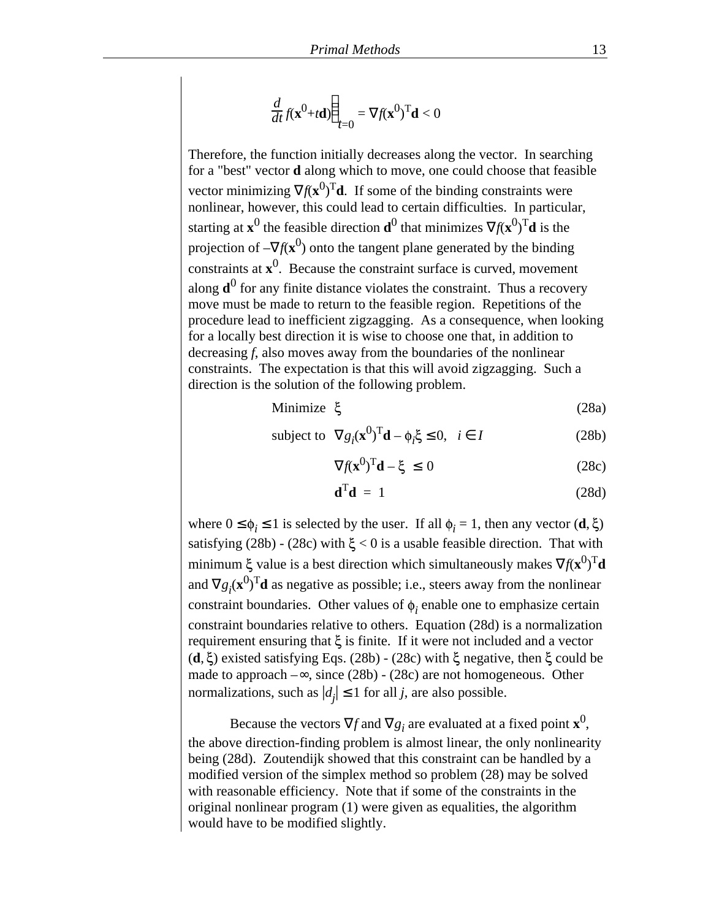$$\frac{d}{dt} f(\mathbf{x}^0+t\mathbf{d})\Big|_{t=0} = \nabla f(\mathbf{x}^0)^{\mathrm{T}}\mathbf{d} < 0$$

Therefore, the function initially decreases along the vector. In searching for a "best" vector $\mathbf{d}$ along which to move, one could choose that feasible vector minimizing $\nabla f(\mathbf{x}^0)^{\mathrm{T}}\mathbf{d}$. If some of the binding constraints were nonlinear, however, this could lead to certain difficulties. In particular, starting at $\mathbf{x}^0$ the feasible direction $\mathbf{d}^0$ that minimizes $\nabla f(\mathbf{x}^0)^{\mathrm{T}}\mathbf{d}$ is the projection of $-\nabla f(\mathbf{x}^0)$ onto the tangent plane generated by the binding constraints at $\mathbf{x}^0$. Because the constraint surface is curved, movement along $\mathbf{d}^0$ for any finite distance violates the constraint. Thus a recovery move must be made to return to the feasible region. Repetitions of the procedure lead to inefficient zigzagging. As a consequence, when looking for a locally best direction it is wise to choose one that, in addition to decreasing $f$, also moves away from the boundaries of the nonlinear constraints. The expectation is that this will avoid zigzagging. Such a direction is the solution of the following problem.

$$\text{Minimize } \ \xi \tag{28a}$$

$$\text{subject to } \ \nabla g_i(\mathbf{x}^0)^{\mathrm{T}}\mathbf{d} - \phi_i\xi \le 0, \quad i \in I \tag{28b}$$

$$\nabla f(\mathbf{x}^0)^{\mathrm{T}}\mathbf{d} - \xi \ \le 0 \tag{28c}$$

$$\mathbf{d}^{\mathrm{T}}\mathbf{d} \ = \ 1 \tag{28d}$$

where $0 \le \phi_i \le 1$ is selected by the user. If all $\phi_i = 1$, then any vector $(\mathbf{d}, \xi)$ satisfying (28b) - (28c) with $\xi < 0$ is a usable feasible direction. That with minimum $\xi$ value is a best direction which simultaneously makes $\nabla f(\mathbf{x}^0)^{\mathrm{T}}\mathbf{d}$ and $\nabla g_i(\mathbf{x}^0)^{\mathrm{T}}\mathbf{d}$ as negative as possible; i.e., steers away from the nonlinear constraint boundaries. Other values of $\phi_i$ enable one to emphasize certain constraint boundaries relative to others. Equation (28d) is a normalization requirement ensuring that $\xi$ is finite. If it were not included and a vector $(\mathbf{d}, \xi)$ existed satisfying Eqs. (28b) - (28c) with $\xi$ negative, then $\xi$ could be made to approach $-\infty$, since (28b) - (28c) are not homogeneous. Other normalizations, such as $|d_j| \le 1$ for all $j$, are also possible.

Because the vectors $\nabla f$ and $\nabla g_i$ are evaluated at a fixed point $\mathbf{x}^0$, the above direction-finding problem is almost linear, the only nonlinearity being (28d). Zoutendijk showed that this constraint can be handled by a modified version of the simplex method so problem (28) may be solved with reasonable efficiency. Note that if some of the constraints in the original nonlinear program (1) were given as equalities, the algorithm would have to be modified slightly.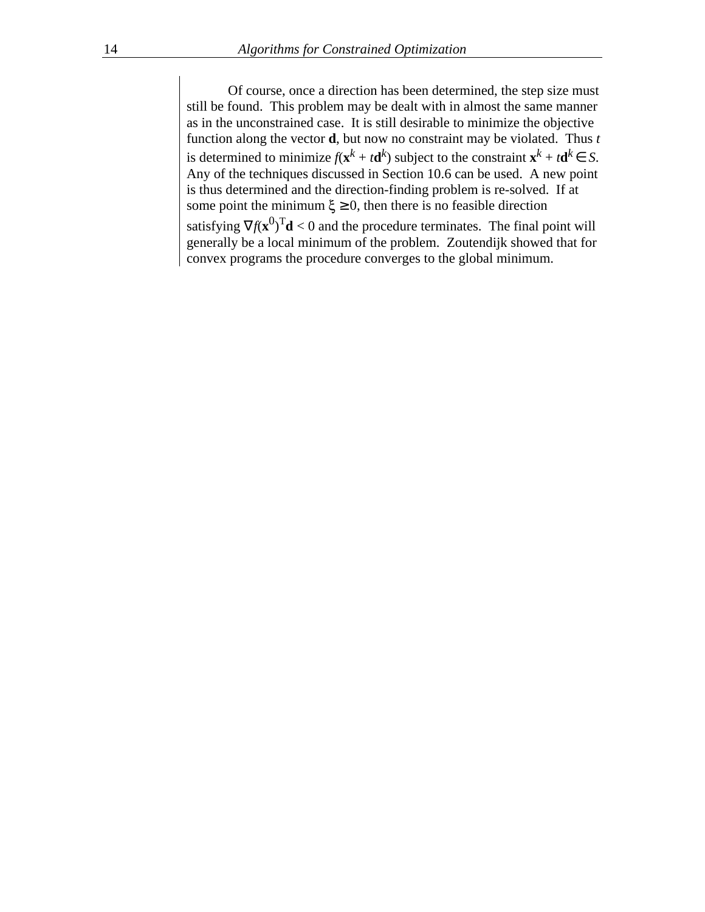Of course, once a direction has been determined, the step size must still be found. This problem may be dealt with in almost the same manner as in the unconstrained case. It is still desirable to minimize the objective function along the vector **d**, but now no constraint may be violated. Thus $t$ is determined to minimize $f(\mathbf{x}^k + t\mathbf{d}^k)$ subject to the constraint $\mathbf{x}^k + t\mathbf{d}^k \in S$. Any of the techniques discussed in Section 10.6 can be used. A new point is thus determined and the direction-finding problem is re-solved. If at some point the minimum $\xi \geq 0$, then there is no feasible direction satisfying $\nabla f(\mathbf{x}^0)^{\mathrm{T}}\mathbf{d} < 0$ and the procedure terminates. The final point will generally be a local minimum of the problem. Zoutendijk showed that for convex programs the procedure converges to the global minimum.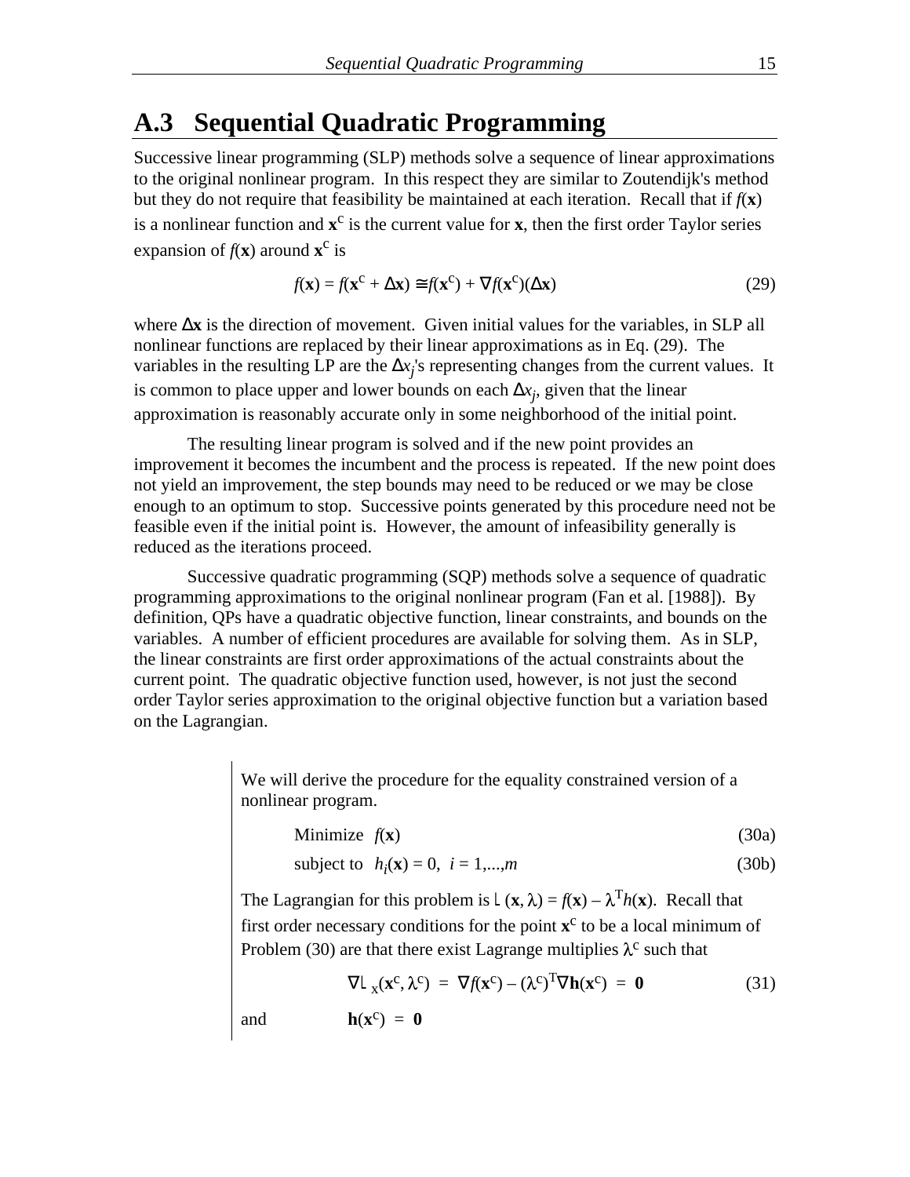## A.3 Sequential Quadratic Programming

Successive linear programming (SLP) methods solve a sequence of linear approximations to the original nonlinear program. In this respect they are similar to Zoutendijk's method but they do not require that feasibility be maintained at each iteration. Recall that if $f(\mathbf{x})$ is a nonlinear function and $\mathbf{x}^c$ is the current value for $\mathbf{x}$, then the first order Taylor series expansion of $f(\mathbf{x})$ around $\mathbf{x}^c$ is

$$f(\mathbf{x}) = f(\mathbf{x}^c + \Delta\mathbf{x}) \cong f(\mathbf{x}^c) + \nabla f(\mathbf{x}^c)(\Delta\mathbf{x}) \tag{29}$$

where $\Delta\mathbf{x}$ is the direction of movement. Given initial values for the variables, in SLP all nonlinear functions are replaced by their linear approximations as in Eq. (29). The variables in the resulting LP are the $\Delta x_j$'s representing changes from the current values. It is common to place upper and lower bounds on each $\Delta x_j$, given that the linear approximation is reasonably accurate only in some neighborhood of the initial point.

The resulting linear program is solved and if the new point provides an improvement it becomes the incumbent and the process is repeated. If the new point does not yield an improvement, the step bounds may need to be reduced or we may be close enough to an optimum to stop. Successive points generated by this procedure need not be feasible even if the initial point is. However, the amount of infeasibility generally is reduced as the iterations proceed.

Successive quadratic programming (SQP) methods solve a sequence of quadratic programming approximations to the original nonlinear program (Fan et al. [1988]). By definition, QPs have a quadratic objective function, linear constraints, and bounds on the variables. A number of efficient procedures are available for solving them. As in SLP, the linear constraints are first order approximations of the actual constraints about the current point. The quadratic objective function used, however, is not just the second order Taylor series approximation to the original objective function but a variation based on the Lagrangian.

We will derive the procedure for the equality constrained version of a nonlinear program.

$$\text{Minimize } \; f(\mathbf{x}) \tag{30a}$$

$$\text{subject to } \; h_i(\mathbf{x}) = 0, \; i = 1,...,m \tag{30b}$$

The Lagrangian for this problem is $L(\mathbf{x}, \lambda) = f(\mathbf{x}) - \lambda^T h(\mathbf{x})$. Recall that first order necessary conditions for the point $\mathbf{x}^c$ to be a local minimum of Problem (30) are that there exist Lagrange multipliers $\lambda^c$ such that

$$\nabla L_x(\mathbf{x}^c, \lambda^c) = \nabla f(\mathbf{x}^c) - (\lambda^c)^T \nabla \mathbf{h}(\mathbf{x}^c) = \mathbf{0} \tag{31}$$

and $\quad \mathbf{h}(\mathbf{x}^c) = \mathbf{0}$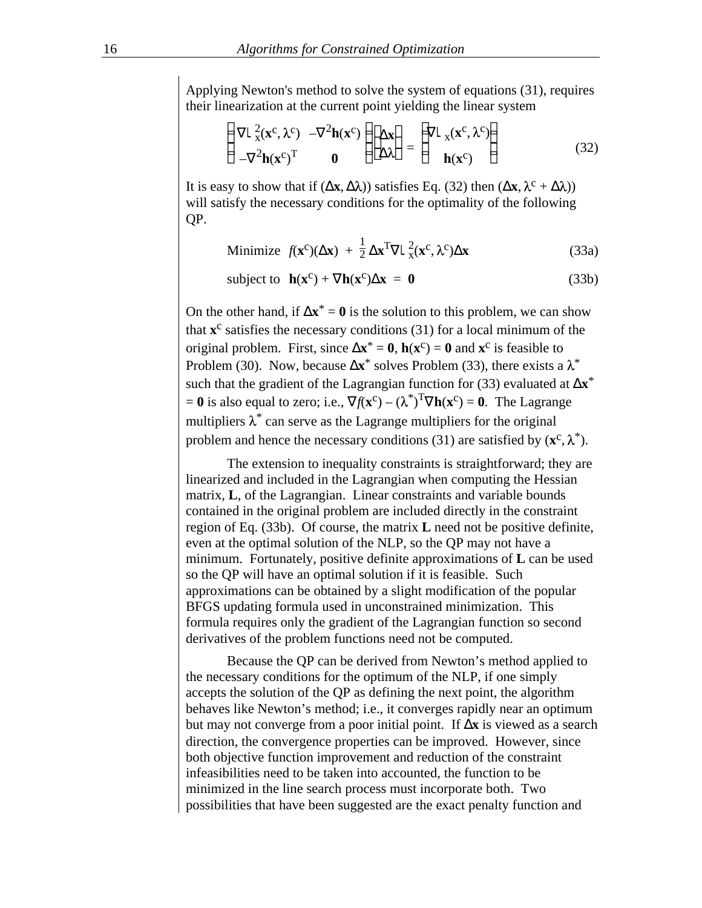Applying Newton's method to solve the system of equations (31), requires their linearization at the current point yielding the linear system

$$\begin{pmatrix} \nabla L_x^2(\mathbf{x}^c, \lambda^c) & -\nabla^2 \mathbf{h}(\mathbf{x}^c) \\ -\nabla^2 \mathbf{h}(\mathbf{x}^c)^T & \mathbf{0} \end{pmatrix} \begin{pmatrix} \Delta \mathbf{x} \\ \Delta \lambda \end{pmatrix} = \begin{pmatrix} -\nabla L_x(\mathbf{x}^c, \lambda^c) \\ \mathbf{h}(\mathbf{x}^c) \end{pmatrix} \tag{32}$$

It is easy to show that if $(\Delta\mathbf{x}, \Delta\lambda))$ satisfies Eq. (32) then $(\Delta\mathbf{x}, \lambda^c + \Delta\lambda))$ will satisfy the necessary conditions for the optimality of the following QP.

$$\text{Minimize} \quad f(\mathbf{x}^c)(\Delta\mathbf{x}) + \frac{1}{2}\Delta\mathbf{x}^T \nabla L_x^2(\mathbf{x}^c, \lambda^c)\Delta\mathbf{x} \tag{33a}$$

$$\text{subject to} \quad \mathbf{h}(\mathbf{x}^c) + \nabla\mathbf{h}(\mathbf{x}^c)\Delta\mathbf{x} = \mathbf{0} \tag{33b}$$

On the other hand, if $\Delta\mathbf{x}^* = \mathbf{0}$ is the solution to this problem, we can show that $\mathbf{x}^c$ satisfies the necessary conditions (31) for a local minimum of the original problem. First, since $\Delta\mathbf{x}^* = \mathbf{0}$, $\mathbf{h}(\mathbf{x}^c) = \mathbf{0}$ and $\mathbf{x}^c$ is feasible to Problem (30). Now, because $\Delta\mathbf{x}^*$ solves Problem (33), there exists a $\lambda^*$ such that the gradient of the Lagrangian function for (33) evaluated at $\Delta\mathbf{x}^* = \mathbf{0}$ is also equal to zero; i.e., $\nabla f(\mathbf{x}^c) - (\lambda^*)^T \nabla\mathbf{h}(\mathbf{x}^c) = \mathbf{0}$. The Lagrange multipliers $\lambda^*$ can serve as the Lagrange multipliers for the original problem and hence the necessary conditions (31) are satisfied by $(\mathbf{x}^c, \lambda^*)$.

The extension to inequality constraints is straightforward; they are linearized and included in the Lagrangian when computing the Hessian matrix, **L**, of the Lagrangian. Linear constraints and variable bounds contained in the original problem are included directly in the constraint region of Eq. (33b). Of course, the matrix **L** need not be positive definite, even at the optimal solution of the NLP, so the QP may not have a minimum. Fortunately, positive definite approximations of **L** can be used so the QP will have an optimal solution if it is feasible. Such approximations can be obtained by a slight modification of the popular BFGS updating formula used in unconstrained minimization. This formula requires only the gradient of the Lagrangian function so second derivatives of the problem functions need not be computed.

Because the QP can be derived from Newton's method applied to the necessary conditions for the optimum of the NLP, if one simply accepts the solution of the QP as defining the next point, the algorithm behaves like Newton's method; i.e., it converges rapidly near an optimum but may not converge from a poor initial point. If $\Delta\mathbf{x}$ is viewed as a search direction, the convergence properties can be improved. However, since both objective function improvement and reduction of the constraint infeasibilities need to be taken into accounted, the function to be minimized in the line search process must incorporate both. Two possibilities that have been suggested are the exact penalty function and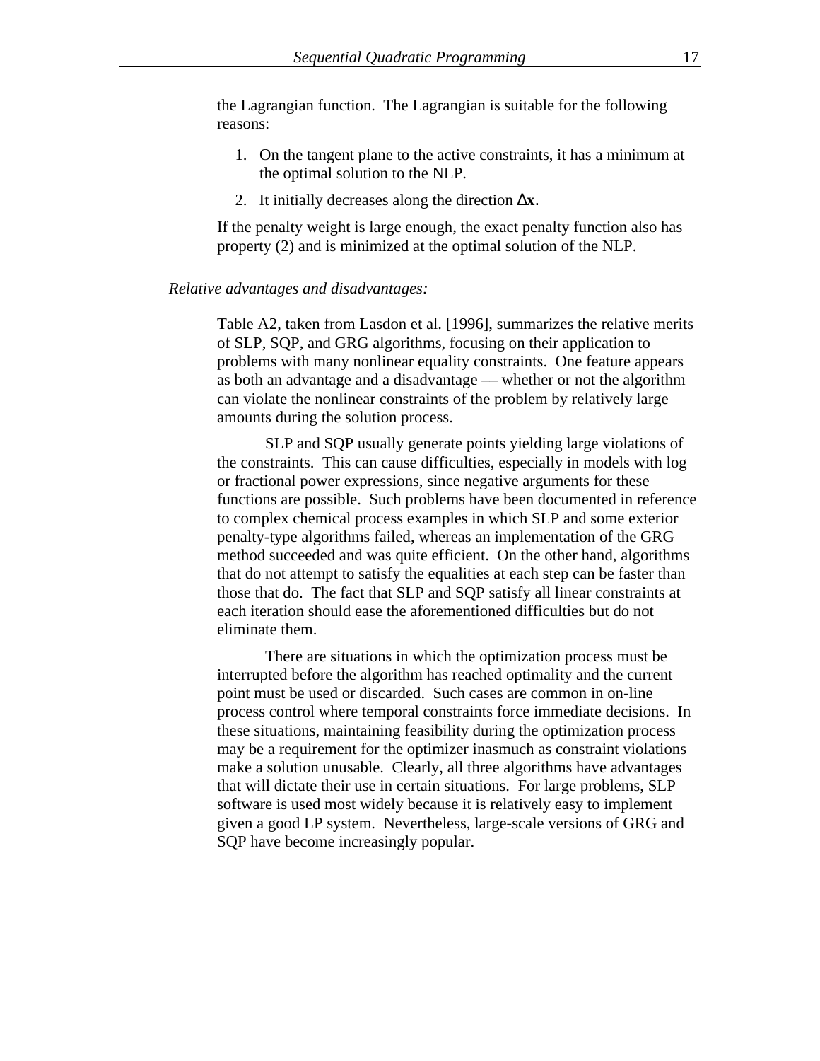the Lagrangian function. The Lagrangian is suitable for the following reasons:

1. On the tangent plane to the active constraints, it has a minimum at the optimal solution to the NLP.
2. It initially decreases along the direction $\Delta \mathbf{x}$.

If the penalty weight is large enough, the exact penalty function also has property (2) and is minimized at the optimal solution of the NLP.

*Relative advantages and disadvantages:*

Table A2, taken from Lasdon et al. [1996], summarizes the relative merits of SLP, SQP, and GRG algorithms, focusing on their application to problems with many nonlinear equality constraints. One feature appears as both an advantage and a disadvantage — whether or not the algorithm can violate the nonlinear constraints of the problem by relatively large amounts during the solution process.

SLP and SQP usually generate points yielding large violations of the constraints. This can cause difficulties, especially in models with log or fractional power expressions, since negative arguments for these functions are possible. Such problems have been documented in reference to complex chemical process examples in which SLP and some exterior penalty-type algorithms failed, whereas an implementation of the GRG method succeeded and was quite efficient. On the other hand, algorithms that do not attempt to satisfy the equalities at each step can be faster than those that do. The fact that SLP and SQP satisfy all linear constraints at each iteration should ease the aforementioned difficulties but do not eliminate them.

There are situations in which the optimization process must be interrupted before the algorithm has reached optimality and the current point must be used or discarded. Such cases are common in on-line process control where temporal constraints force immediate decisions. In these situations, maintaining feasibility during the optimization process may be a requirement for the optimizer inasmuch as constraint violations make a solution unusable. Clearly, all three algorithms have advantages that will dictate their use in certain situations. For large problems, SLP software is used most widely because it is relatively easy to implement given a good LP system. Nevertheless, large-scale versions of GRG and SQP have become increasingly popular.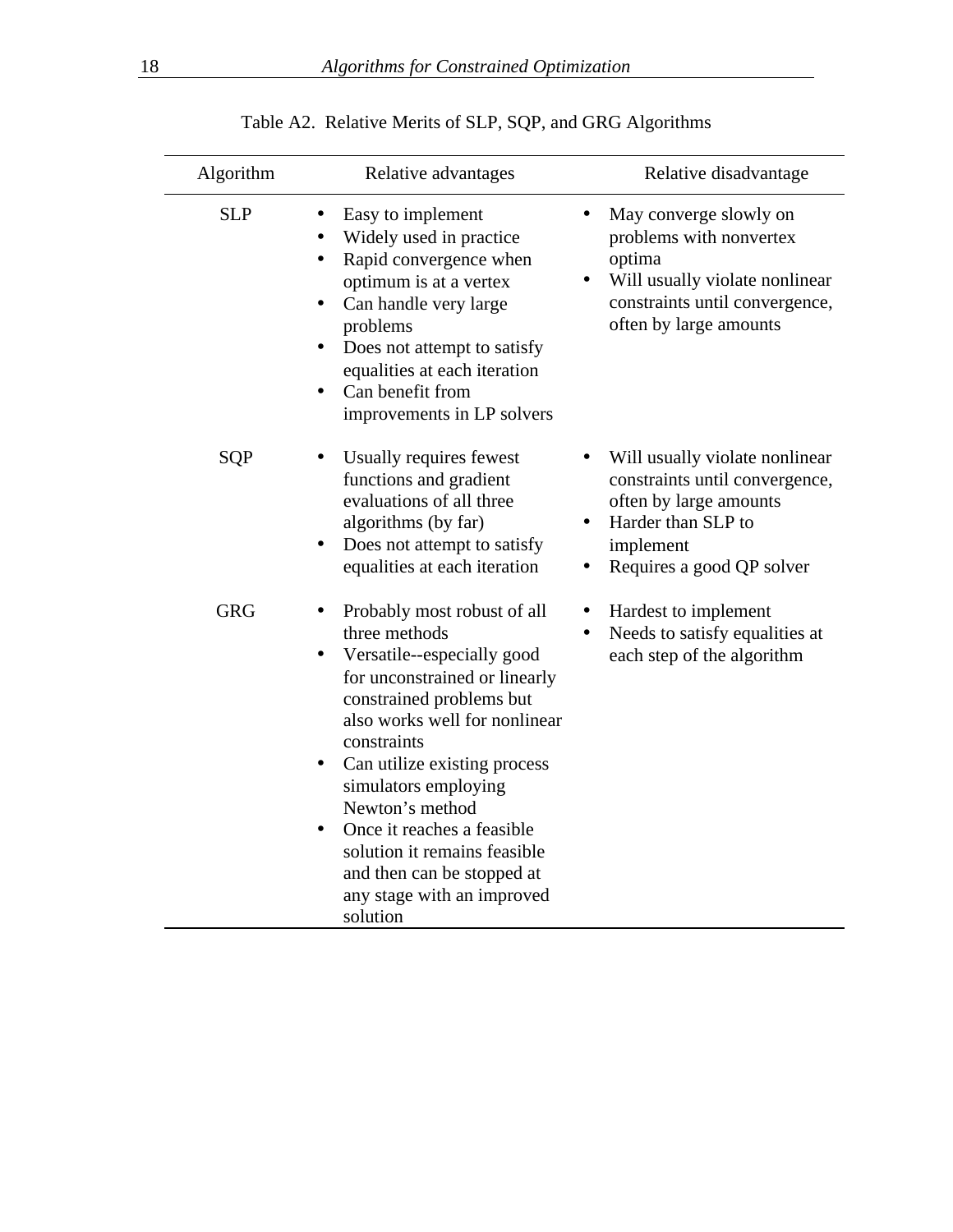Table A2. Relative Merits of SLP, SQP, and GRG Algorithms

| Algorithm | Relative advantages | Relative disadvantage |
|---|---|---|
| SLP | • Easy to implement<br>• Widely used in practice<br>• Rapid convergence when optimum is at a vertex<br>• Can handle very large problems<br>• Does not attempt to satisfy equalities at each iteration<br>• Can benefit from improvements in LP solvers | • May converge slowly on problems with nonvertex optima<br>• Will usually violate nonlinear constraints until convergence, often by large amounts |
| SQP | • Usually requires fewest functions and gradient evaluations of all three algorithms (by far)<br>• Does not attempt to satisfy equalities at each iteration | • Will usually violate nonlinear constraints until convergence, often by large amounts<br>• Harder than SLP to implement<br>• Requires a good QP solver |
| GRG | • Probably most robust of all three methods<br>• Versatile--especially good for unconstrained or linearly constrained problems but also works well for nonlinear constraints<br>• Can utilize existing process simulators employing Newton's method<br>• Once it reaches a feasible solution it remains feasible and then can be stopped at any stage with an improved solution | • Hardest to implement<br>• Needs to satisfy equalities at each step of the algorithm |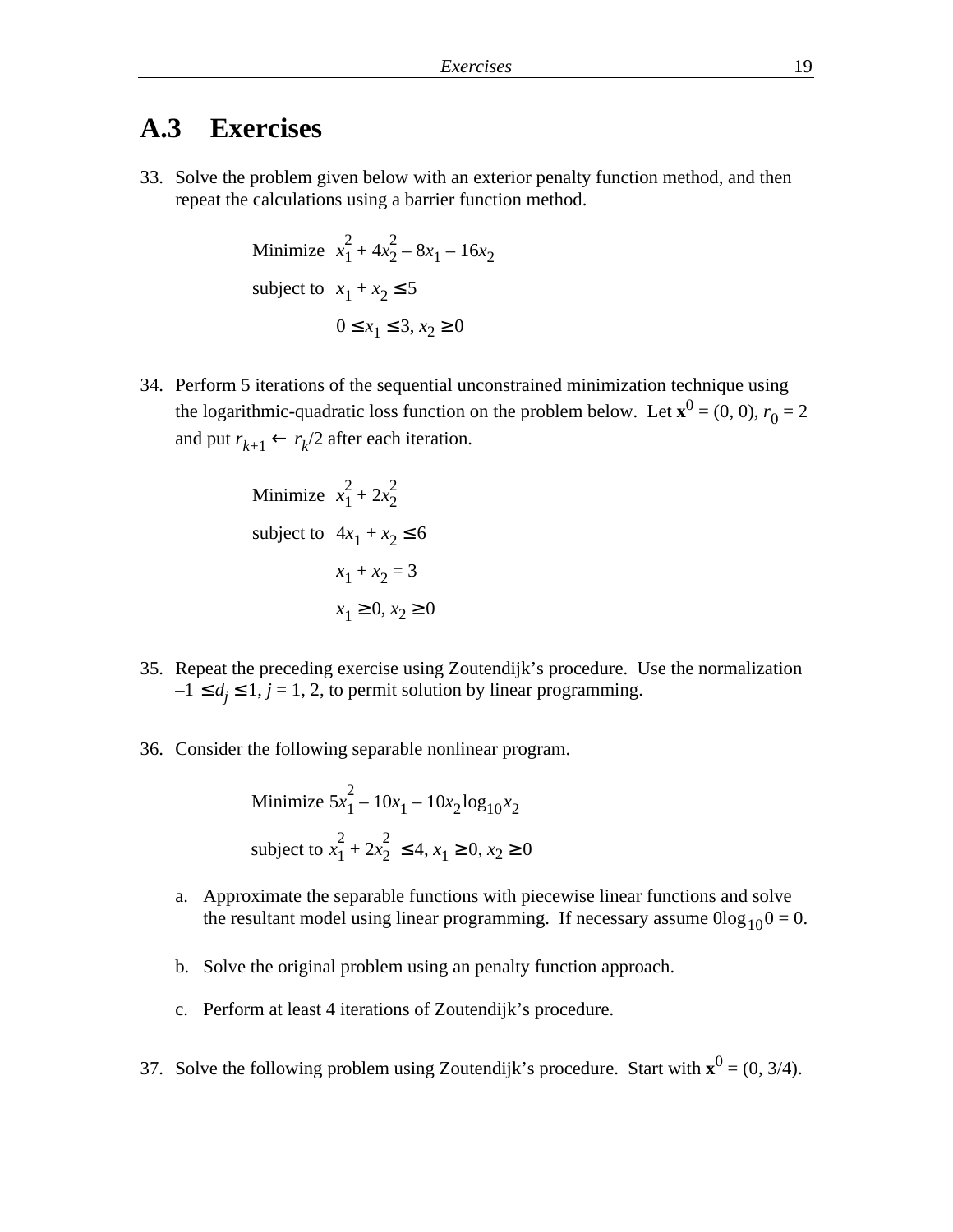## A.3 Exercises

33. Solve the problem given below with an exterior penalty function method, and then repeat the calculations using a barrier function method.

$$
\begin{aligned}
\text{Minimize} \quad & x_1^2 + 4x_2^2 - 8x_1 - 16x_2 \\
\text{subject to} \quad & x_1 + x_2 \leq 5 \\
& 0 \leq x_1 \leq 3,\ x_2 \geq 0
\end{aligned}
$$

34. Perform 5 iterations of the sequential unconstrained minimization technique using the logarithmic-quadratic loss function on the problem below. Let $\mathbf{x}^0 = (0, 0)$, $r_0 = 2$ and put $r_{k+1} \leftarrow r_k/2$ after each iteration.

$$
\begin{aligned}
\text{Minimize} \quad & x_1^2 + 2x_2^2 \\
\text{subject to} \quad & 4x_1 + x_2 \leq 6 \\
& x_1 + x_2 = 3 \\
& x_1 \geq 0,\ x_2 \geq 0
\end{aligned}
$$

35. Repeat the preceding exercise using Zoutendijk's procedure. Use the normalization $-1 \leq d_j \leq 1$, $j = 1, 2$, to permit solution by linear programming.

36. Consider the following separable nonlinear program.

$$
\begin{aligned}
\text{Minimize} \quad & 5x_1^2 - 10x_1 - 10x_2\log_{10}x_2 \\
\text{subject to} \quad & x_1^2 + 2x_2^2 \leq 4,\ x_1 \geq 0,\ x_2 \geq 0
\end{aligned}
$$

   a. Approximate the separable functions with piecewise linear functions and solve the resultant model using linear programming. If necessary assume $0\log_{10}0 = 0$.

   b. Solve the original problem using an penalty function approach.

   c. Perform at least 4 iterations of Zoutendijk's procedure.

37. Solve the following problem using Zoutendijk's procedure. Start with $\mathbf{x}^0 = (0, 3/4)$.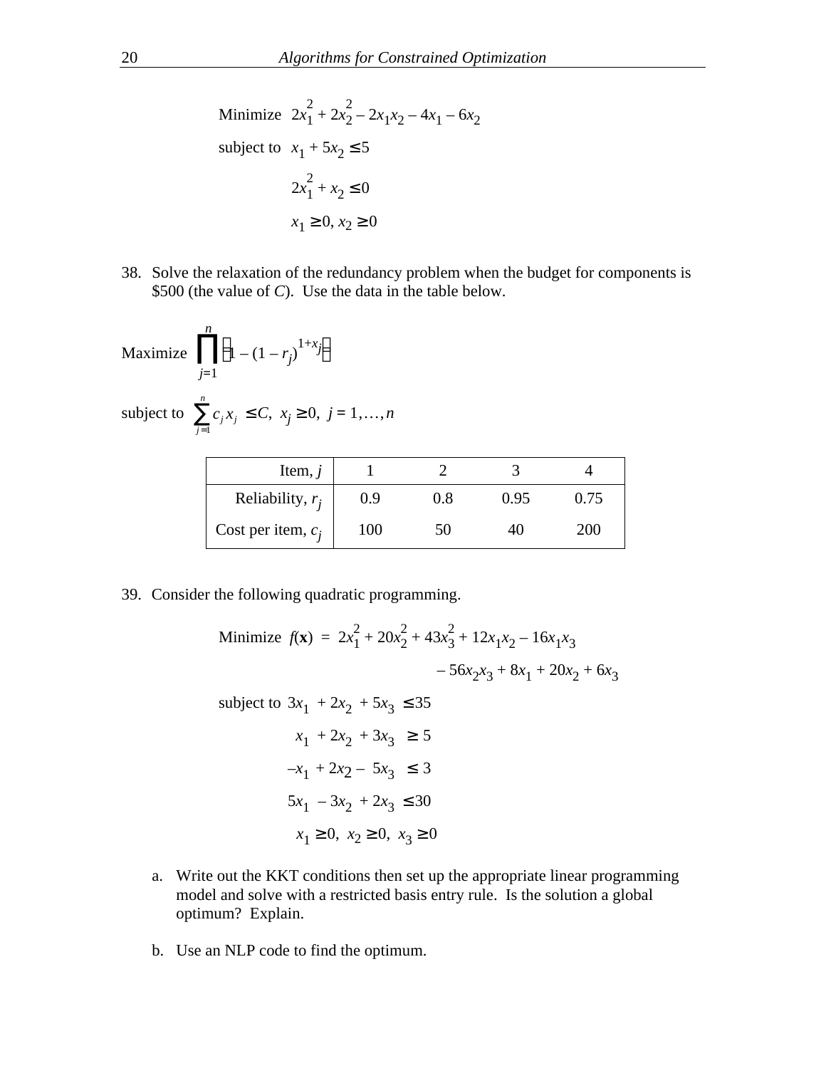$$\text{Minimize } \; 2x_1^2 + 2x_2^2 - 2x_1x_2 - 4x_1 - 6x_2$$

$$\text{subject to } \; x_1 + 5x_2 \le 5$$

$$2x_1^2 + x_2 \le 0$$

$$x_1 \ge 0,\; x_2 \ge 0$$

38. Solve the relaxation of the redundancy problem when the budget for components is \$500 (the value of $C$). Use the data in the table below.

$$\text{Maximize } \; \prod_{j=1}^{n} \left(1 - (1 - r_j)^{1+x_j}\right)$$

$$\text{subject to } \; \sum_{j=1}^{n} c_j x_j \le C, \; x_j \ge 0, \; j = 1,\ldots,n$$

| Item, $j$ | 1 | 2 | 3 | 4 |
|---|---|---|---|---|
| Reliability, $r_j$ | 0.9 | 0.8 | 0.95 | 0.75 |
| Cost per item, $c_j$ | 100 | 50 | 40 | 200 |

39. Consider the following quadratic programming.

$$\text{Minimize } \; f(\mathbf{x}) = 2x_1^2 + 20x_2^2 + 43x_3^2 + 12x_1x_2 - 16x_1x_3 - 56x_2x_3 + 8x_1 + 20x_2 + 6x_3$$

$$\text{subject to } \; 3x_1 + 2x_2 + 5x_3 \le 35$$

$$x_1 + 2x_2 + 3x_3 \ge 5$$

$$-x_1 + 2x_2 - 5x_3 \le 3$$

$$5x_1 - 3x_2 + 2x_3 \le 30$$

$$x_1 \ge 0,\; x_2 \ge 0,\; x_3 \ge 0$$

a. Write out the KKT conditions then set up the appropriate linear programming model and solve with a restricted basis entry rule. Is the solution a global optimum? Explain.

b. Use an NLP code to find the optimum.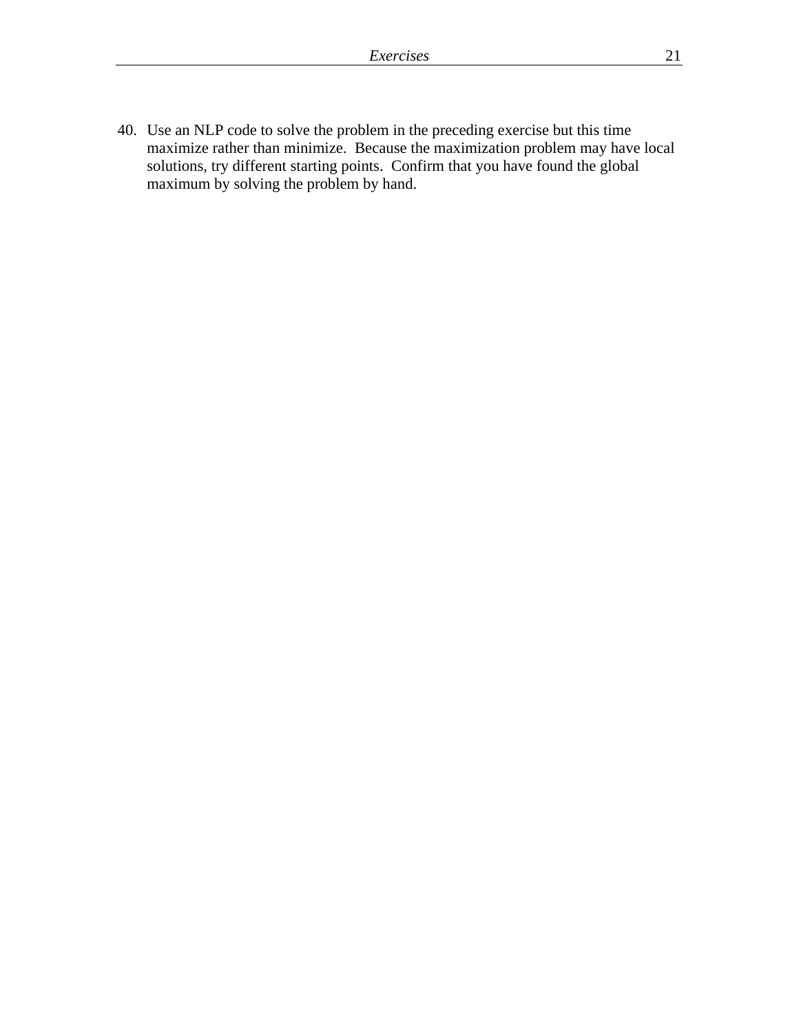40. Use an NLP code to solve the problem in the preceding exercise but this time maximize rather than minimize. Because the maximization problem may have local solutions, try different starting points. Confirm that you have found the global maximum by solving the problem by hand.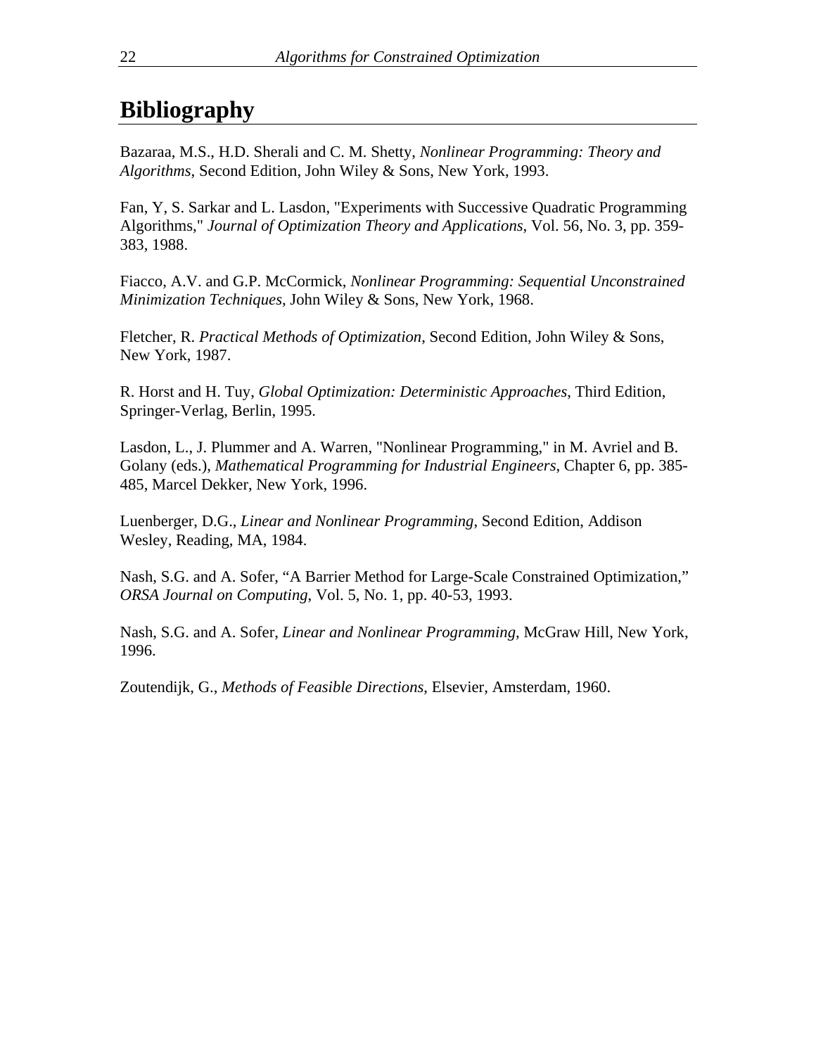# Bibliography

Bazaraa, M.S., H.D. Sherali and C. M. Shetty, *Nonlinear Programming: Theory and Algorithms*, Second Edition, John Wiley & Sons, New York, 1993.

Fan, Y, S. Sarkar and L. Lasdon, "Experiments with Successive Quadratic Programming Algorithms," *Journal of Optimization Theory and Applications*, Vol. 56, No. 3, pp. 359-383, 1988.

Fiacco, A.V. and G.P. McCormick, *Nonlinear Programming: Sequential Unconstrained Minimization Techniques*, John Wiley & Sons, New York, 1968.

Fletcher, R. *Practical Methods of Optimization*, Second Edition, John Wiley & Sons, New York, 1987.

R. Horst and H. Tuy, *Global Optimization: Deterministic Approaches*, Third Edition, Springer-Verlag, Berlin, 1995.

Lasdon, L., J. Plummer and A. Warren, "Nonlinear Programming," in M. Avriel and B. Golany (eds.), *Mathematical Programming for Industrial Engineers*, Chapter 6, pp. 385-485, Marcel Dekker, New York, 1996.

Luenberger, D.G., *Linear and Nonlinear Programming*, Second Edition, Addison Wesley, Reading, MA, 1984.

Nash, S.G. and A. Sofer, "A Barrier Method for Large-Scale Constrained Optimization," *ORSA Journal on Computing*, Vol. 5, No. 1, pp. 40-53, 1993.

Nash, S.G. and A. Sofer, *Linear and Nonlinear Programming*, McGraw Hill, New York, 1996.

Zoutendijk, G., *Methods of Feasible Directions*, Elsevier, Amsterdam, 1960.